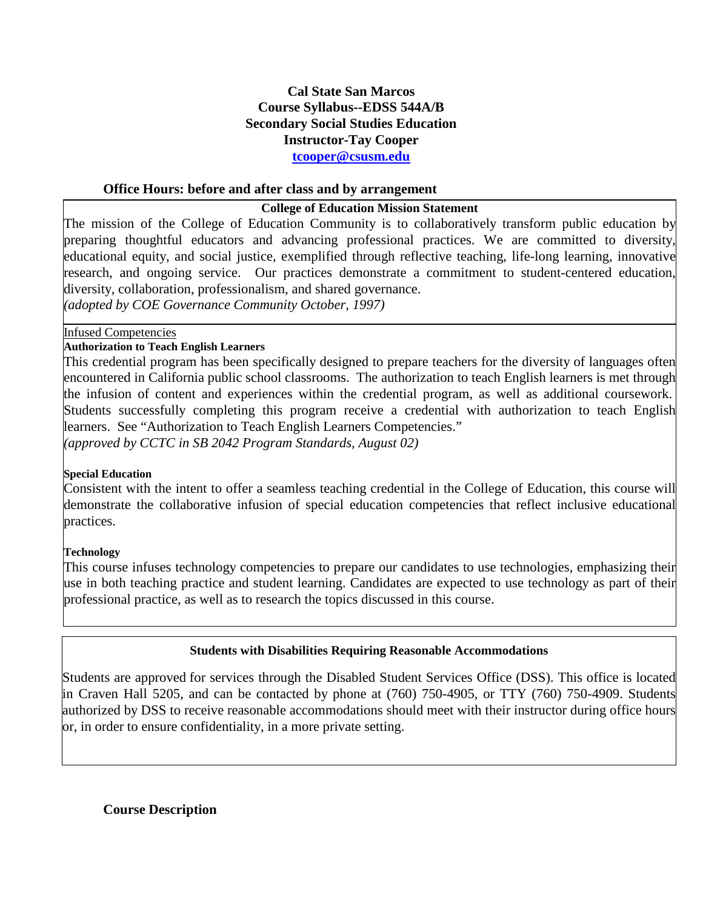# Cal State San Marcos
# Course Syllabus--EDSS 544A/B
# Secondary Social Studies Education
# Instructor-Tay Cooper
[tcooper@csusm.edu](mailto:tcooper@csusm.edu)

**Office Hours: before and after class and by arrangement**

**College of Education Mission Statement**

The mission of the College of Education Community is to collaboratively transform public education by preparing thoughtful educators and advancing professional practices. We are committed to diversity, educational equity, and social justice, exemplified through reflective teaching, life-long learning, innovative research, and ongoing service. Our practices demonstrate a commitment to student-centered education, diversity, collaboration, professionalism, and shared governance.
*(adopted by COE Governance Community October, 1997)*

Infused Competencies

**Authorization to Teach English Learners**

This credential program has been specifically designed to prepare teachers for the diversity of languages often encountered in California public school classrooms. The authorization to teach English learners is met through the infusion of content and experiences within the credential program, as well as additional coursework. Students successfully completing this program receive a credential with authorization to teach English learners. See "Authorization to Teach English Learners Competencies."
*(approved by CCTC in SB 2042 Program Standards, August 02)*

**Special Education**

Consistent with the intent to offer a seamless teaching credential in the College of Education, this course will demonstrate the collaborative infusion of special education competencies that reflect inclusive educational practices.

**Technology**

This course infuses technology competencies to prepare our candidates to use technologies, emphasizing their use in both teaching practice and student learning. Candidates are expected to use technology as part of their professional practice, as well as to research the topics discussed in this course.

**Students with Disabilities Requiring Reasonable Accommodations**

Students are approved for services through the Disabled Student Services Office (DSS). This office is located in Craven Hall 5205, and can be contacted by phone at (760) 750-4905, or TTY (760) 750-4909. Students authorized by DSS to receive reasonable accommodations should meet with their instructor during office hours or, in order to ensure confidentiality, in a more private setting.

## Course Description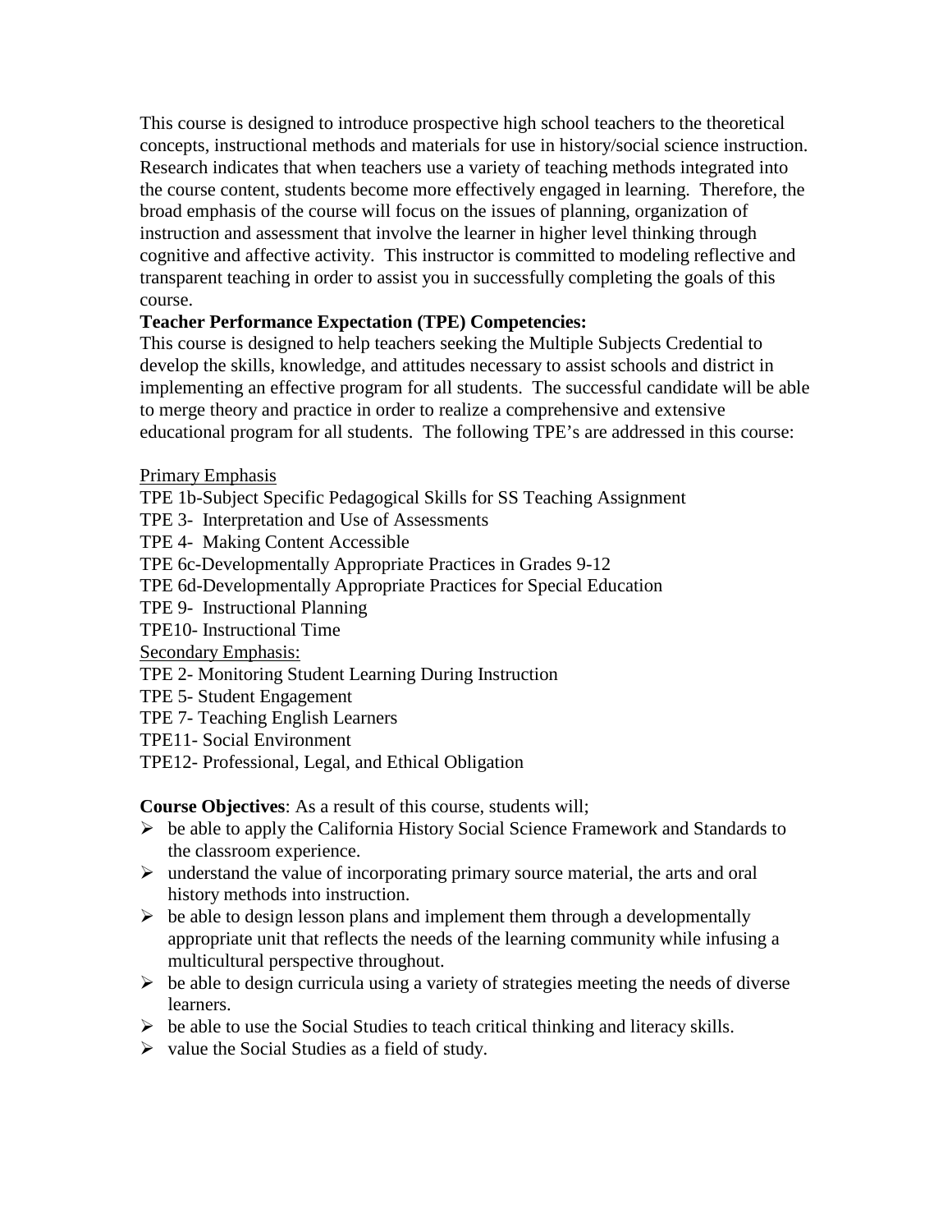This course is designed to introduce prospective high school teachers to the theoretical concepts, instructional methods and materials for use in history/social science instruction. Research indicates that when teachers use a variety of teaching methods integrated into the course content, students become more effectively engaged in learning. Therefore, the broad emphasis of the course will focus on the issues of planning, organization of instruction and assessment that involve the learner in higher level thinking through cognitive and affective activity. This instructor is committed to modeling reflective and transparent teaching in order to assist you in successfully completing the goals of this course.

**Teacher Performance Expectation (TPE) Competencies:**

This course is designed to help teachers seeking the Multiple Subjects Credential to develop the skills, knowledge, and attitudes necessary to assist schools and district in implementing an effective program for all students. The successful candidate will be able to merge theory and practice in order to realize a comprehensive and extensive educational program for all students. The following TPE's are addressed in this course:

<u>Primary Emphasis</u>

TPE 1b-Subject Specific Pedagogical Skills for SS Teaching Assignment
TPE 3- Interpretation and Use of Assessments
TPE 4- Making Content Accessible
TPE 6c-Developmentally Appropriate Practices in Grades 9-12
TPE 6d-Developmentally Appropriate Practices for Special Education
TPE 9- Instructional Planning
TPE10- Instructional Time

<u>Secondary Emphasis:</u>

TPE 2- Monitoring Student Learning During Instruction
TPE 5- Student Engagement
TPE 7- Teaching English Learners
TPE11- Social Environment
TPE12- Professional, Legal, and Ethical Obligation

**Course Objectives**: As a result of this course, students will;

- be able to apply the California History Social Science Framework and Standards to the classroom experience.
- understand the value of incorporating primary source material, the arts and oral history methods into instruction.
- be able to design lesson plans and implement them through a developmentally appropriate unit that reflects the needs of the learning community while infusing a multicultural perspective throughout.
- be able to design curricula using a variety of strategies meeting the needs of diverse learners.
- be able to use the Social Studies to teach critical thinking and literacy skills.
- value the Social Studies as a field of study.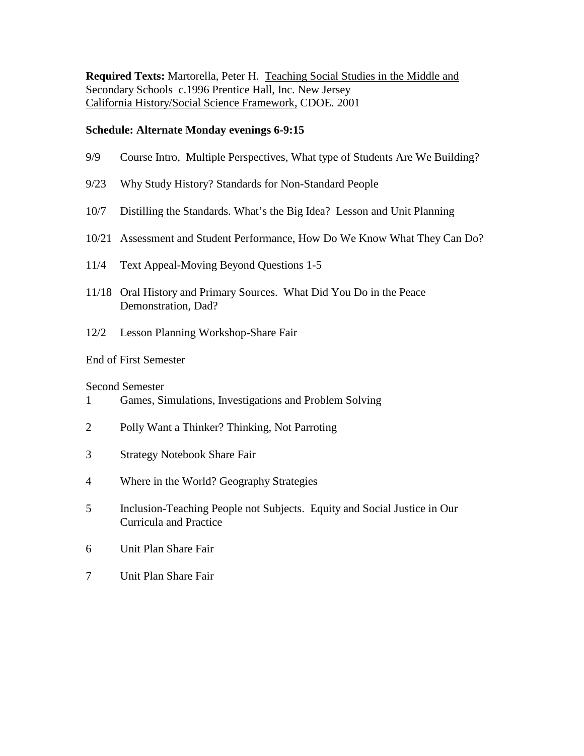**Required Texts:** Martorella, Peter H. Teaching Social Studies in the Middle and Secondary Schools c.1996 Prentice Hall, Inc. New Jersey
California History/Social Science Framework, CDOE. 2001

**Schedule: Alternate Monday evenings 6-9:15**

9/9 Course Intro, Multiple Perspectives, What type of Students Are We Building?

9/23 Why Study History? Standards for Non-Standard People

10/7 Distilling the Standards. What's the Big Idea? Lesson and Unit Planning

10/21 Assessment and Student Performance, How Do We Know What They Can Do?

11/4 Text Appeal-Moving Beyond Questions 1-5

11/18 Oral History and Primary Sources. What Did You Do in the Peace Demonstration, Dad?

12/2 Lesson Planning Workshop-Share Fair

End of First Semester

Second Semester

1 Games, Simulations, Investigations and Problem Solving

2 Polly Want a Thinker? Thinking, Not Parroting

3 Strategy Notebook Share Fair

4 Where in the World? Geography Strategies

5 Inclusion-Teaching People not Subjects. Equity and Social Justice in Our Curricula and Practice

6 Unit Plan Share Fair

7 Unit Plan Share Fair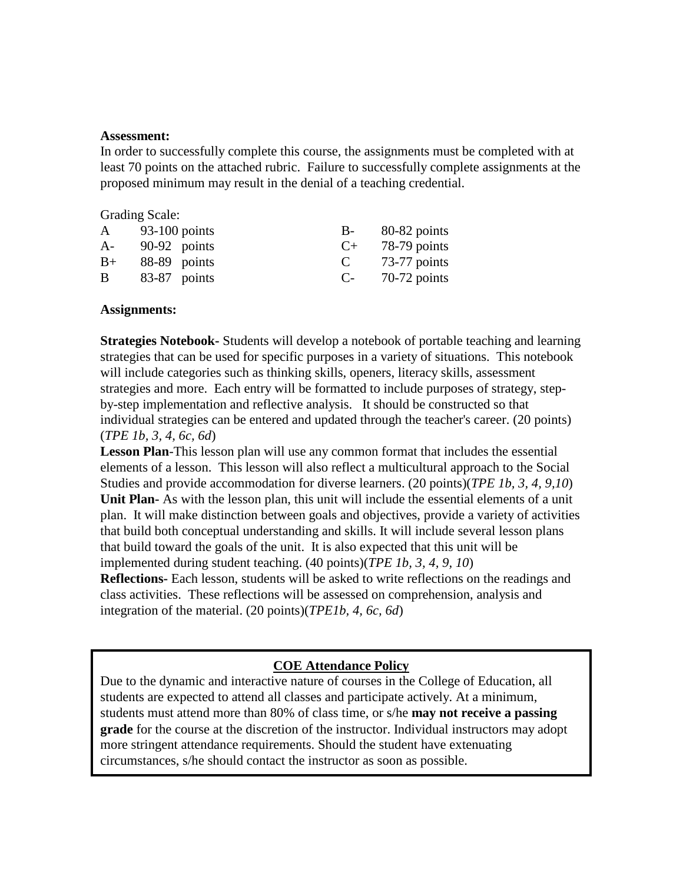**Assessment:**
In order to successfully complete this course, the assignments must be completed with at least 70 points on the attached rubric. Failure to successfully complete assignments at the proposed minimum may result in the denial of a teaching credential.

Grading Scale:

| | | | |
|---|---|---|---|
| A | 93-100 points | B- | 80-82 points |
| A- | 90-92 points | C+ | 78-79 points |
| B+ | 88-89 points | C | 73-77 points |
| B | 83-87 points | C- | 70-72 points |

**Assignments:**

**Strategies Notebook-** Students will develop a notebook of portable teaching and learning strategies that can be used for specific purposes in a variety of situations. This notebook will include categories such as thinking skills, openers, literacy skills, assessment strategies and more. Each entry will be formatted to include purposes of strategy, step-by-step implementation and reflective analysis. It should be constructed so that individual strategies can be entered and updated through the teacher's career. (20 points) (*TPE 1b, 3, 4, 6c, 6d*)

**Lesson Plan**-This lesson plan will use any common format that includes the essential elements of a lesson. This lesson will also reflect a multicultural approach to the Social Studies and provide accommodation for diverse learners. (20 points)(*TPE 1b, 3, 4, 9,10*)

**Unit Plan-** As with the lesson plan, this unit will include the essential elements of a unit plan. It will make distinction between goals and objectives, provide a variety of activities that build both conceptual understanding and skills. It will include several lesson plans that build toward the goals of the unit. It is also expected that this unit will be implemented during student teaching. (40 points)(*TPE 1b, 3, 4, 9, 10*)

**Reflections-** Each lesson, students will be asked to write reflections on the readings and class activities. These reflections will be assessed on comprehension, analysis and integration of the material. (20 points)(*TPE1b, 4, 6c, 6d*)

**COE Attendance Policy**

Due to the dynamic and interactive nature of courses in the College of Education, all students are expected to attend all classes and participate actively. At a minimum, students must attend more than 80% of class time, or s/he **may not receive a passing grade** for the course at the discretion of the instructor. Individual instructors may adopt more stringent attendance requirements. Should the student have extenuating circumstances, s/he should contact the instructor as soon as possible.